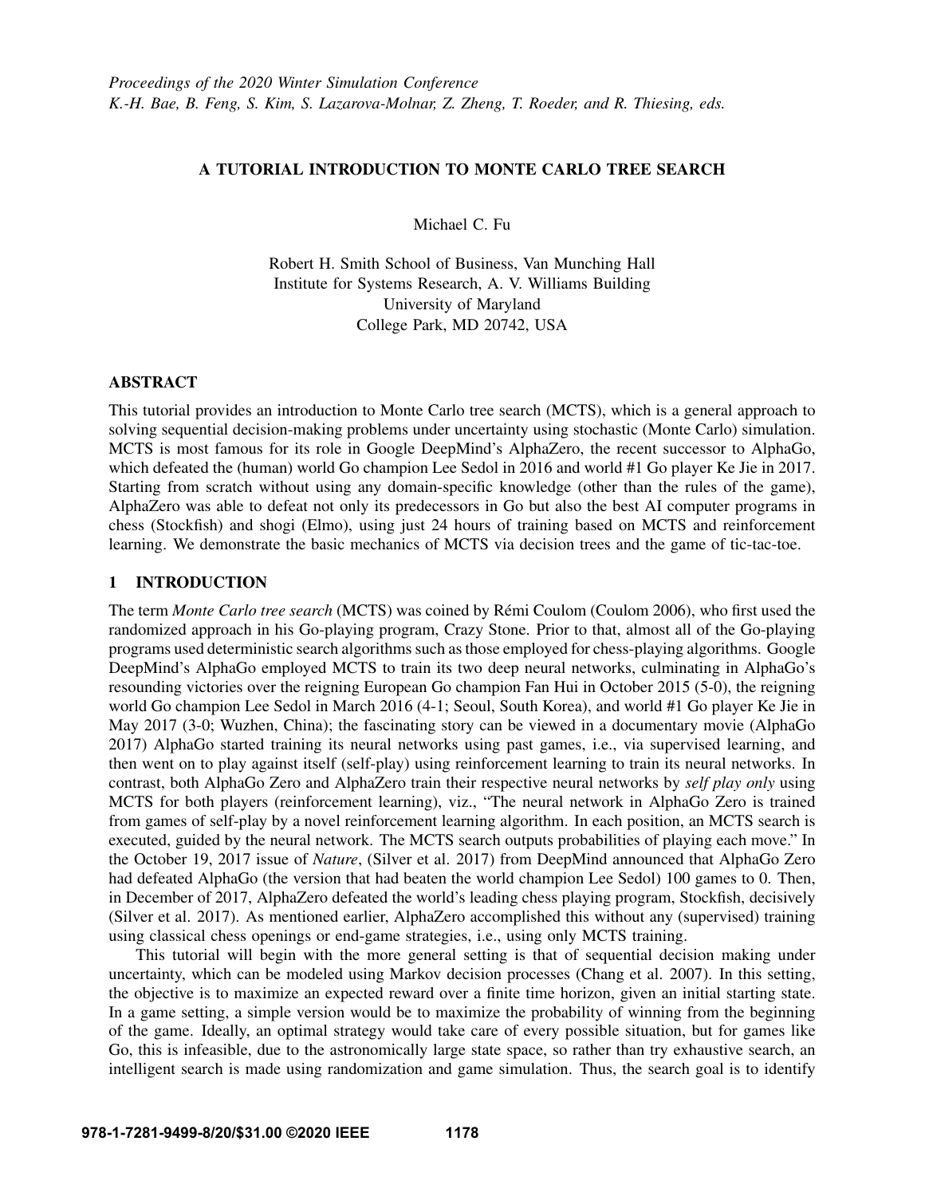Proceedings of the 2020 Winter Simulation Conference
K.-H. Bae, B. Feng, S. Kim, S. Lazarova-Molnar, Z. Zheng, T. Roeder, and R. Thiesing, eds.

# A TUTORIAL INTRODUCTION TO MONTE CARLO TREE SEARCH

Michael C. Fu

Robert H. Smith School of Business, Van Munching Hall
Institute for Systems Research, A. V. Williams Building
University of Maryland
College Park, MD 20742, USA

## ABSTRACT

This tutorial provides an introduction to Monte Carlo tree search (MCTS), which is a general approach to solving sequential decision-making problems under uncertainty using stochastic (Monte Carlo) simulation. MCTS is most famous for its role in Google DeepMind's AlphaZero, the recent successor to AlphaGo, which defeated the (human) world Go champion Lee Sedol in 2016 and world #1 Go player Ke Jie in 2017. Starting from scratch without using any domain-specific knowledge (other than the rules of the game), AlphaZero was able to defeat not only its predecessors in Go but also the best AI computer programs in chess (Stockfish) and shogi (Elmo), using just 24 hours of training based on MCTS and reinforcement learning. We demonstrate the basic mechanics of MCTS via decision trees and the game of tic-tac-toe.

## 1 INTRODUCTION

The term *Monte Carlo tree search* (MCTS) was coined by Rémi Coulom (Coulom 2006), who first used the randomized approach in his Go-playing program, Crazy Stone. Prior to that, almost all of the Go-playing programs used deterministic search algorithms such as those employed for chess-playing algorithms. Google DeepMind's AlphaGo employed MCTS to train its two deep neural networks, culminating in AlphaGo's resounding victories over the reigning European Go champion Fan Hui in October 2015 (5-0), the reigning world Go champion Lee Sedol in March 2016 (4-1; Seoul, South Korea), and world #1 Go player Ke Jie in May 2017 (3-0; Wuzhen, China); the fascinating story can be viewed in a documentary movie (AlphaGo 2017) AlphaGo started training its neural networks using past games, i.e., via supervised learning, and then went on to play against itself (self-play) using reinforcement learning to train its neural networks. In contrast, both AlphaGo Zero and AlphaZero train their respective neural networks by *self play only* using MCTS for both players (reinforcement learning), viz., "The neural network in AlphaGo Zero is trained from games of self-play by a novel reinforcement learning algorithm. In each position, an MCTS search is executed, guided by the neural network. The MCTS search outputs probabilities of playing each move." In the October 19, 2017 issue of *Nature*, (Silver et al. 2017) from DeepMind announced that AlphaGo Zero had defeated AlphaGo (the version that had beaten the world champion Lee Sedol) 100 games to 0. Then, in December of 2017, AlphaZero defeated the world's leading chess playing program, Stockfish, decisively (Silver et al. 2017). As mentioned earlier, AlphaZero accomplished this without any (supervised) training using classical chess openings or end-game strategies, i.e., using only MCTS training.

This tutorial will begin with the more general setting is that of sequential decision making under uncertainty, which can be modeled using Markov decision processes (Chang et al. 2007). In this setting, the objective is to maximize an expected reward over a finite time horizon, given an initial starting state. In a game setting, a simple version would be to maximize the probability of winning from the beginning of the game. Ideally, an optimal strategy would take care of every possible situation, but for games like Go, this is infeasible, due to the astronomically large state space, so rather than try exhaustive search, an intelligent search is made using randomization and game simulation. Thus, the search goal is to identify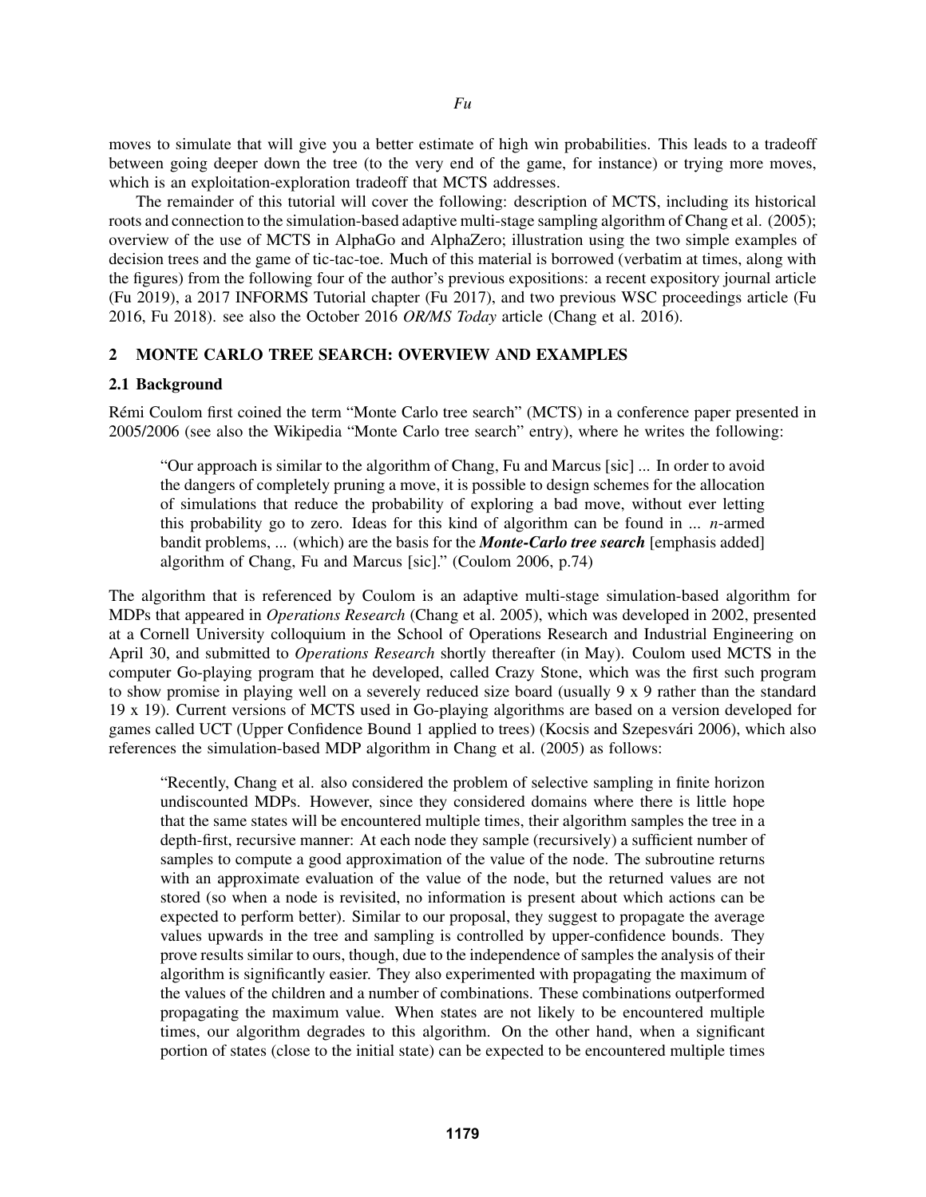moves to simulate that will give you a better estimate of high win probabilities. This leads to a tradeoff between going deeper down the tree (to the very end of the game, for instance) or trying more moves, which is an exploitation-exploration tradeoff that MCTS addresses.

The remainder of this tutorial will cover the following: description of MCTS, including its historical roots and connection to the simulation-based adaptive multi-stage sampling algorithm of Chang et al. (2005); overview of the use of MCTS in AlphaGo and AlphaZero; illustration using the two simple examples of decision trees and the game of tic-tac-toe. Much of this material is borrowed (verbatim at times, along with the figures) from the following four of the author's previous expositions: a recent expository journal article (Fu 2019), a 2017 INFORMS Tutorial chapter (Fu 2017), and two previous WSC proceedings article (Fu 2016, Fu 2018). see also the October 2016 *OR/MS Today* article (Chang et al. 2016).

## 2 MONTE CARLO TREE SEARCH: OVERVIEW AND EXAMPLES

### 2.1 Background

Rémi Coulom first coined the term "Monte Carlo tree search" (MCTS) in a conference paper presented in 2005/2006 (see also the Wikipedia "Monte Carlo tree search" entry), where he writes the following:

> "Our approach is similar to the algorithm of Chang, Fu and Marcus [sic] ... In order to avoid the dangers of completely pruning a move, it is possible to design schemes for the allocation of simulations that reduce the probability of exploring a bad move, without ever letting this probability go to zero. Ideas for this kind of algorithm can be found in ... *n*-armed bandit problems, ... (which) are the basis for the ***Monte-Carlo tree search*** [emphasis added] algorithm of Chang, Fu and Marcus [sic]." (Coulom 2006, p.74)

The algorithm that is referenced by Coulom is an adaptive multi-stage simulation-based algorithm for MDPs that appeared in *Operations Research* (Chang et al. 2005), which was developed in 2002, presented at a Cornell University colloquium in the School of Operations Research and Industrial Engineering on April 30, and submitted to *Operations Research* shortly thereafter (in May). Coulom used MCTS in the computer Go-playing program that he developed, called Crazy Stone, which was the first such program to show promise in playing well on a severely reduced size board (usually 9 x 9 rather than the standard 19 x 19). Current versions of MCTS used in Go-playing algorithms are based on a version developed for games called UCT (Upper Confidence Bound 1 applied to trees) (Kocsis and Szepesvári 2006), which also references the simulation-based MDP algorithm in Chang et al. (2005) as follows:

> "Recently, Chang et al. also considered the problem of selective sampling in finite horizon undiscounted MDPs. However, since they considered domains where there is little hope that the same states will be encountered multiple times, their algorithm samples the tree in a depth-first, recursive manner: At each node they sample (recursively) a sufficient number of samples to compute a good approximation of the value of the node. The subroutine returns with an approximate evaluation of the value of the node, but the returned values are not stored (so when a node is revisited, no information is present about which actions can be expected to perform better). Similar to our proposal, they suggest to propagate the average values upwards in the tree and sampling is controlled by upper-confidence bounds. They prove results similar to ours, though, due to the independence of samples the analysis of their algorithm is significantly easier. They also experimented with propagating the maximum of the values of the children and a number of combinations. These combinations outperformed propagating the maximum value. When states are not likely to be encountered multiple times, our algorithm degrades to this algorithm. On the other hand, when a significant portion of states (close to the initial state) can be expected to be encountered multiple times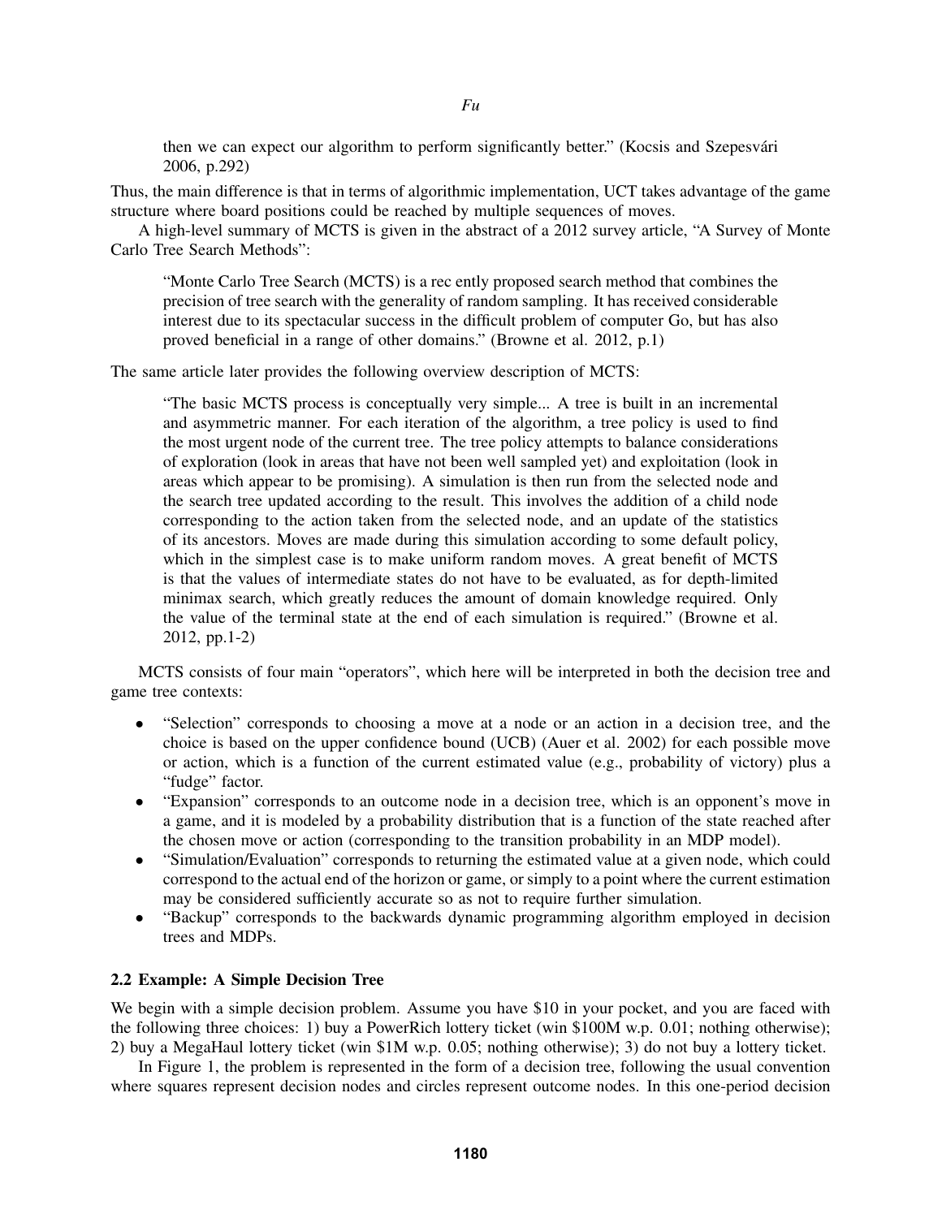then we can expect our algorithm to perform significantly better." (Kocsis and Szepesvári 2006, p.292)

Thus, the main difference is that in terms of algorithmic implementation, UCT takes advantage of the game structure where board positions could be reached by multiple sequences of moves.

A high-level summary of MCTS is given in the abstract of a 2012 survey article, "A Survey of Monte Carlo Tree Search Methods":

> "Monte Carlo Tree Search (MCTS) is a rec ently proposed search method that combines the precision of tree search with the generality of random sampling. It has received considerable interest due to its spectacular success in the difficult problem of computer Go, but has also proved beneficial in a range of other domains." (Browne et al. 2012, p.1)

The same article later provides the following overview description of MCTS:

> "The basic MCTS process is conceptually very simple... A tree is built in an incremental and asymmetric manner. For each iteration of the algorithm, a tree policy is used to find the most urgent node of the current tree. The tree policy attempts to balance considerations of exploration (look in areas that have not been well sampled yet) and exploitation (look in areas which appear to be promising). A simulation is then run from the selected node and the search tree updated according to the result. This involves the addition of a child node corresponding to the action taken from the selected node, and an update of the statistics of its ancestors. Moves are made during this simulation according to some default policy, which in the simplest case is to make uniform random moves. A great benefit of MCTS is that the values of intermediate states do not have to be evaluated, as for depth-limited minimax search, which greatly reduces the amount of domain knowledge required. Only the value of the terminal state at the end of each simulation is required." (Browne et al. 2012, pp.1-2)

MCTS consists of four main "operators", which here will be interpreted in both the decision tree and game tree contexts:

- "Selection" corresponds to choosing a move at a node or an action in a decision tree, and the choice is based on the upper confidence bound (UCB) (Auer et al. 2002) for each possible move or action, which is a function of the current estimated value (e.g., probability of victory) plus a "fudge" factor.
- "Expansion" corresponds to an outcome node in a decision tree, which is an opponent's move in a game, and it is modeled by a probability distribution that is a function of the state reached after the chosen move or action (corresponding to the transition probability in an MDP model).
- "Simulation/Evaluation" corresponds to returning the estimated value at a given node, which could correspond to the actual end of the horizon or game, or simply to a point where the current estimation may be considered sufficiently accurate so as not to require further simulation.
- "Backup" corresponds to the backwards dynamic programming algorithm employed in decision trees and MDPs.

### 2.2 Example: A Simple Decision Tree

We begin with a simple decision problem. Assume you have \$10 in your pocket, and you are faced with the following three choices: 1) buy a PowerRich lottery ticket (win \$100M w.p. 0.01; nothing otherwise); 2) buy a MegaHaul lottery ticket (win \$1M w.p. 0.05; nothing otherwise); 3) do not buy a lottery ticket.

In Figure 1, the problem is represented in the form of a decision tree, following the usual convention where squares represent decision nodes and circles represent outcome nodes. In this one-period decision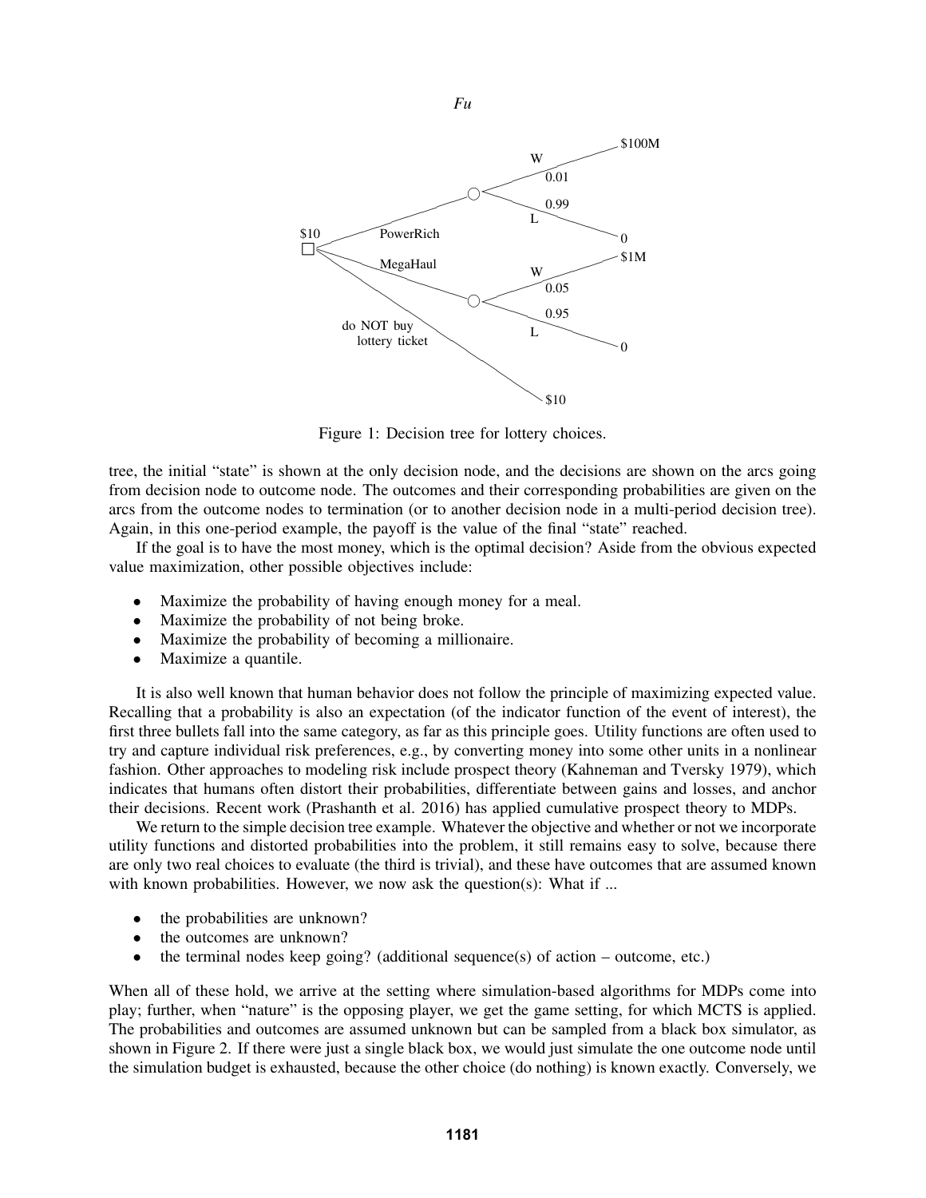Figure 1: Decision tree for lottery choices.

tree, the initial "state" is shown at the only decision node, and the decisions are shown on the arcs going from decision node to outcome node. The outcomes and their corresponding probabilities are given on the arcs from the outcome nodes to termination (or to another decision node in a multi-period decision tree). Again, in this one-period example, the payoff is the value of the final "state" reached.

If the goal is to have the most money, which is the optimal decision? Aside from the obvious expected value maximization, other possible objectives include:

- Maximize the probability of having enough money for a meal.
- Maximize the probability of not being broke.
- Maximize the probability of becoming a millionaire.
- Maximize a quantile.

It is also well known that human behavior does not follow the principle of maximizing expected value. Recalling that a probability is also an expectation (of the indicator function of the event of interest), the first three bullets fall into the same category, as far as this principle goes. Utility functions are often used to try and capture individual risk preferences, e.g., by converting money into some other units in a nonlinear fashion. Other approaches to modeling risk include prospect theory (Kahneman and Tversky 1979), which indicates that humans often distort their probabilities, differentiate between gains and losses, and anchor their decisions. Recent work (Prashanth et al. 2016) has applied cumulative prospect theory to MDPs.

We return to the simple decision tree example. Whatever the objective and whether or not we incorporate utility functions and distorted probabilities into the problem, it still remains easy to solve, because there are only two real choices to evaluate (the third is trivial), and these have outcomes that are assumed known with known probabilities. However, we now ask the question(s): What if ...

- the probabilities are unknown?
- the outcomes are unknown?
- the terminal nodes keep going? (additional sequence(s) of action – outcome, etc.)

When all of these hold, we arrive at the setting where simulation-based algorithms for MDPs come into play; further, when "nature" is the opposing player, we get the game setting, for which MCTS is applied. The probabilities and outcomes are assumed unknown but can be sampled from a black box simulator, as shown in Figure 2. If there were just a single black box, we would just simulate the one outcome node until the simulation budget is exhausted, because the other choice (do nothing) is known exactly. Conversely, we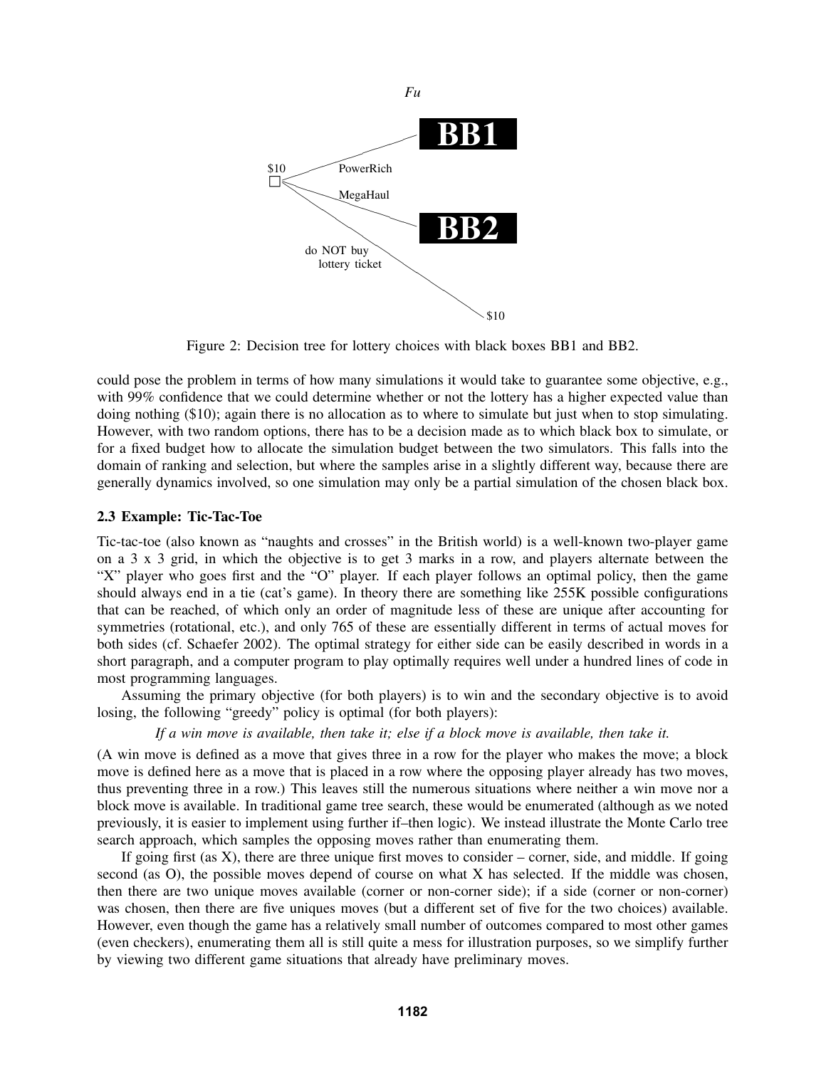$10

PowerRich

MegaHaul

BB1

BB2

do NOT buy lottery ticket

$10

Figure 2: Decision tree for lottery choices with black boxes BB1 and BB2.

could pose the problem in terms of how many simulations it would take to guarantee some objective, e.g., with 99% confidence that we could determine whether or not the lottery has a higher expected value than doing nothing ($10); again there is no allocation as to where to simulate but just when to stop simulating. However, with two random options, there has to be a decision made as to which black box to simulate, or for a fixed budget how to allocate the simulation budget between the two simulators. This falls into the domain of ranking and selection, but where the samples arise in a slightly different way, because there are generally dynamics involved, so one simulation may only be a partial simulation of the chosen black box.

### 2.3 Example: Tic-Tac-Toe

Tic-tac-toe (also known as "naughts and crosses" in the British world) is a well-known two-player game on a 3 x 3 grid, in which the objective is to get 3 marks in a row, and players alternate between the "X" player who goes first and the "O" player. If each player follows an optimal policy, then the game should always end in a tie (cat's game). In theory there are something like 255K possible configurations that can be reached, of which only an order of magnitude less of these are unique after accounting for symmetries (rotational, etc.), and only 765 of these are essentially different in terms of actual moves for both sides (cf. Schaefer 2002). The optimal strategy for either side can be easily described in words in a short paragraph, and a computer program to play optimally requires well under a hundred lines of code in most programming languages.

Assuming the primary objective (for both players) is to win and the secondary objective is to avoid losing, the following "greedy" policy is optimal (for both players):

*If a win move is available, then take it; else if a block move is available, then take it.*

(A win move is defined as a move that gives three in a row for the player who makes the move; a block move is defined here as a move that is placed in a row where the opposing player already has two moves, thus preventing three in a row.) This leaves still the numerous situations where neither a win move nor a block move is available. In traditional game tree search, these would be enumerated (although as we noted previously, it is easier to implement using further if–then logic). We instead illustrate the Monte Carlo tree search approach, which samples the opposing moves rather than enumerating them.

If going first (as X), there are three unique first moves to consider – corner, side, and middle. If going second (as O), the possible moves depend of course on what X has selected. If the middle was chosen, then there are two unique moves available (corner or non-corner side); if a side (corner or non-corner) was chosen, then there are five uniques moves (but a different set of five for the two choices) available. However, even though the game has a relatively small number of outcomes compared to most other games (even checkers), enumerating them all is still quite a mess for illustration purposes, so we simplify further by viewing two different game situations that already have preliminary moves.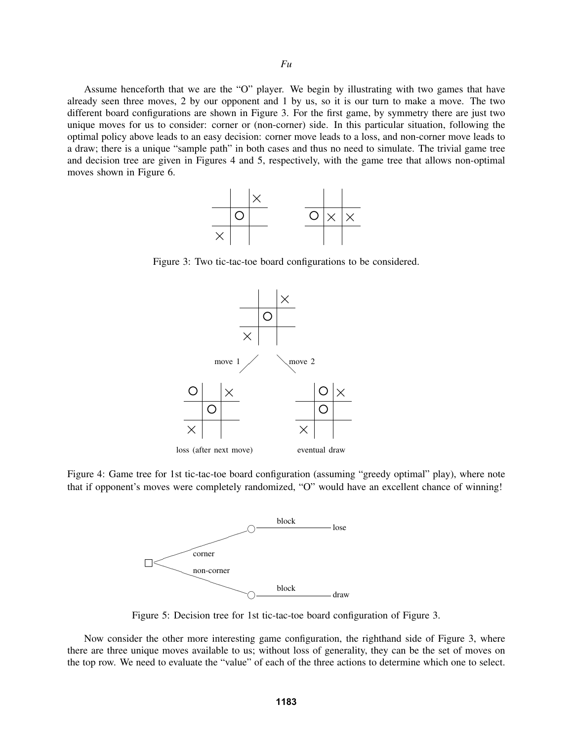Assume henceforth that we are the "O" player. We begin by illustrating with two games that have already seen three moves, 2 by our opponent and 1 by us, so it is our turn to make a move. The two different board configurations are shown in Figure 3. For the first game, by symmetry there are just two unique moves for us to consider: corner or (non-corner) side. In this particular situation, following the optimal policy above leads to an easy decision: corner move leads to a loss, and non-corner move leads to a draw; there is a unique "sample path" in both cases and thus no need to simulate. The trivial game tree and decision tree are given in Figures 4 and 5, respectively, with the game tree that allows non-optimal moves shown in Figure 6.

Figure 3: Two tic-tac-toe board configurations to be considered.

move 1 &nbsp;&nbsp;&nbsp; move 2

loss (after next move) &nbsp;&nbsp;&nbsp; eventual draw

Figure 4: Game tree for 1st tic-tac-toe board configuration (assuming "greedy optimal" play), where note that if opponent's moves were completely randomized, "O" would have an excellent chance of winning!

corner — block — lose

non-corner — block — draw

Figure 5: Decision tree for 1st tic-tac-toe board configuration of Figure 3.

Now consider the other more interesting game configuration, the righthand side of Figure 3, where there are three unique moves available to us; without loss of generality, they can be the set of moves on the top row. We need to evaluate the "value" of each of the three actions to determine which one to select.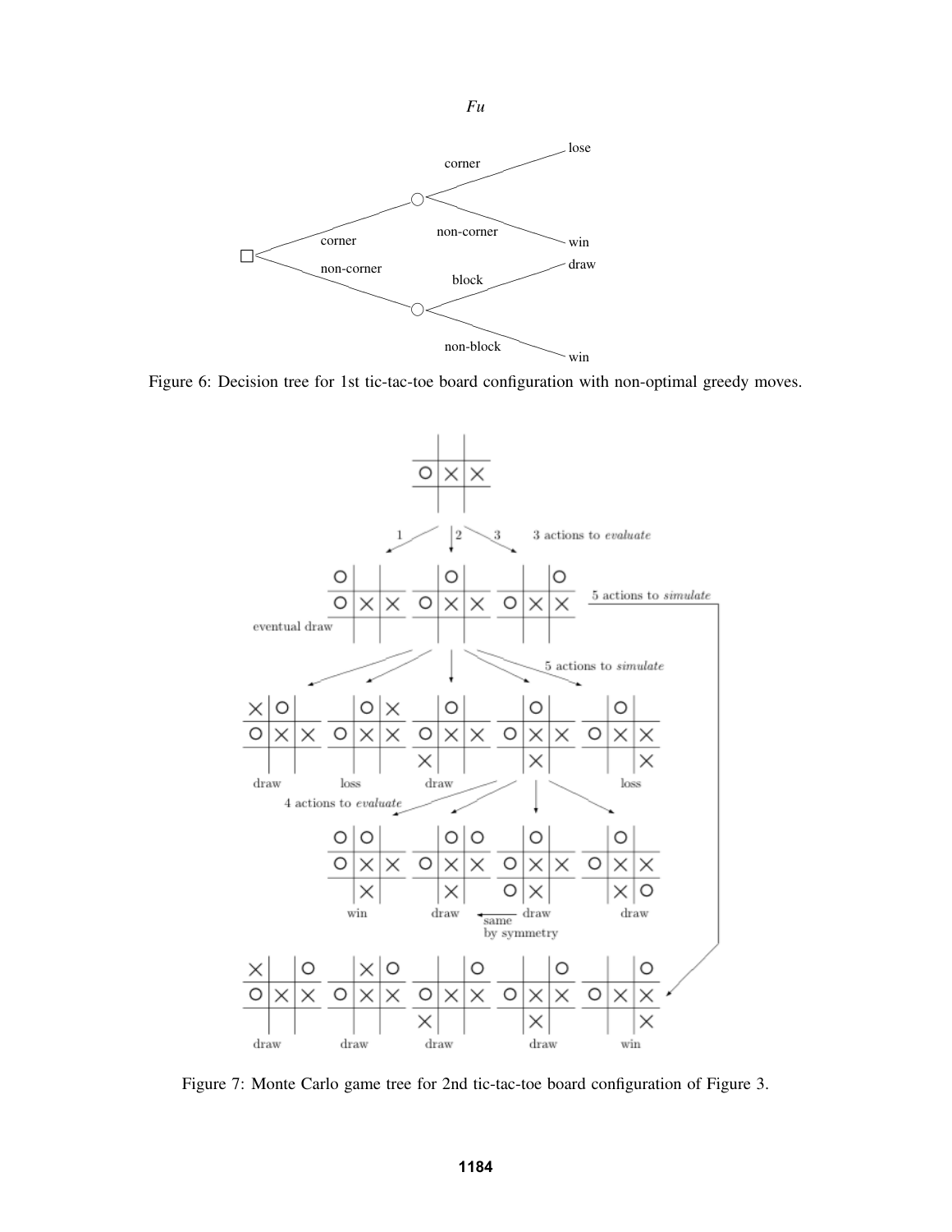Figure 6: Decision tree for 1st tic-tac-toe board configuration with non-optimal greedy moves.

Figure 7: Monte Carlo game tree for 2nd tic-tac-toe board configuration of Figure 3.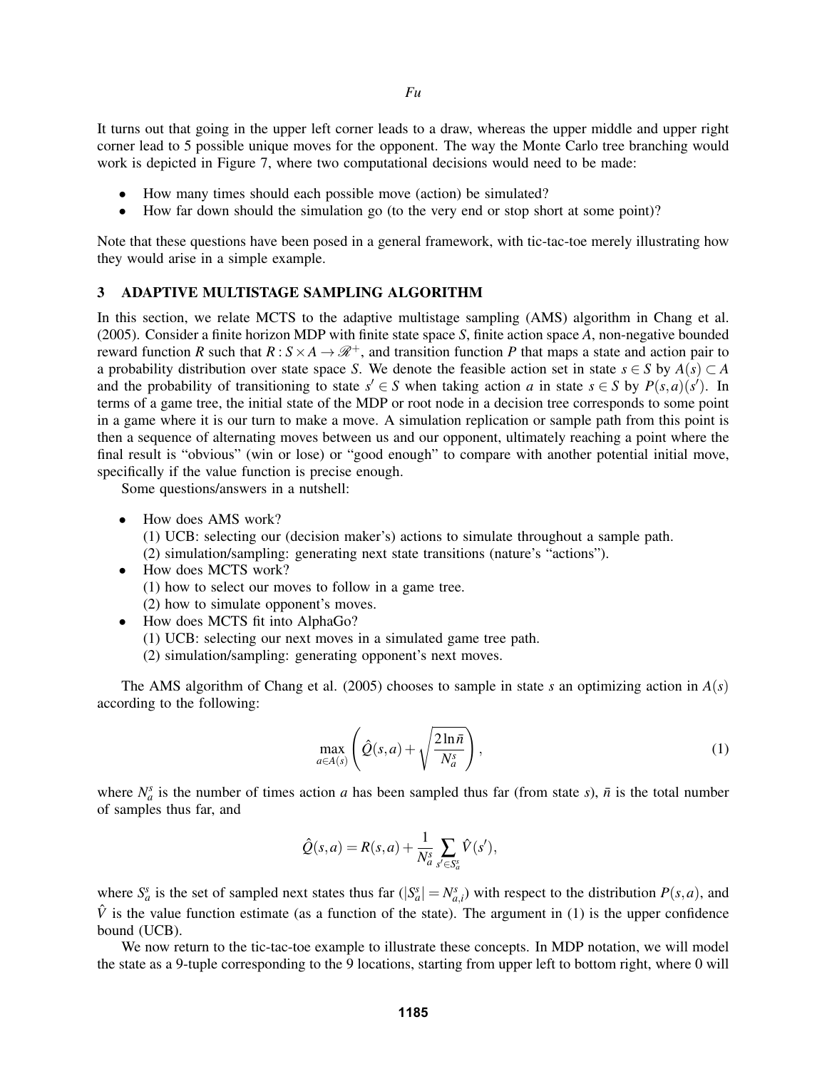It turns out that going in the upper left corner leads to a draw, whereas the upper middle and upper right corner lead to 5 possible unique moves for the opponent. The way the Monte Carlo tree branching would work is depicted in Figure 7, where two computational decisions would need to be made:

- How many times should each possible move (action) be simulated?
- How far down should the simulation go (to the very end or stop short at some point)?

Note that these questions have been posed in a general framework, with tic-tac-toe merely illustrating how they would arise in a simple example.

## 3 ADAPTIVE MULTISTAGE SAMPLING ALGORITHM

In this section, we relate MCTS to the adaptive multistage sampling (AMS) algorithm in Chang et al. (2005). Consider a finite horizon MDP with finite state space $S$, finite action space $A$, non-negative bounded reward function $R$ such that $R : S \times A \to \mathscr{R}^+$, and transition function $P$ that maps a state and action pair to a probability distribution over state space $S$. We denote the feasible action set in state $s \in S$ by $A(s) \subset A$ and the probability of transitioning to state $s' \in S$ when taking action $a$ in state $s \in S$ by $P(s,a)(s')$. In terms of a game tree, the initial state of the MDP or root node in a decision tree corresponds to some point in a game where it is our turn to make a move. A simulation replication or sample path from this point is then a sequence of alternating moves between us and our opponent, ultimately reaching a point where the final result is "obvious" (win or lose) or "good enough" to compare with another potential initial move, specifically if the value function is precise enough.

Some questions/answers in a nutshell:

- How does AMS work?
  (1) UCB: selecting our (decision maker's) actions to simulate throughout a sample path.
  (2) simulation/sampling: generating next state transitions (nature's "actions").
- How does MCTS work?
  (1) how to select our moves to follow in a game tree.
  (2) how to simulate opponent's moves.
- How does MCTS fit into AlphaGo?
  (1) UCB: selecting our next moves in a simulated game tree path.
  (2) simulation/sampling: generating opponent's next moves.

The AMS algorithm of Chang et al. (2005) chooses to sample in state $s$ an optimizing action in $A(s)$ according to the following:

$$\max_{a \in A(s)} \left( \hat{Q}(s,a) + \sqrt{\frac{2 \ln \bar{n}}{N_a^s}} \right), \tag{1}$$

where $N_a^s$ is the number of times action $a$ has been sampled thus far (from state $s$), $\bar{n}$ is the total number of samples thus far, and

$$\hat{Q}(s,a) = R(s,a) + \frac{1}{N_a^s} \sum_{s' \in S_a^s} \hat{V}(s'),$$

where $S_a^s$ is the set of sampled next states thus far ($|S_a^s| = N_{a,i}^s$) with respect to the distribution $P(s,a)$, and $\hat{V}$ is the value function estimate (as a function of the state). The argument in (1) is the upper confidence bound (UCB).

We now return to the tic-tac-toe example to illustrate these concepts. In MDP notation, we will model the state as a 9-tuple corresponding to the 9 locations, starting from upper left to bottom right, where 0 will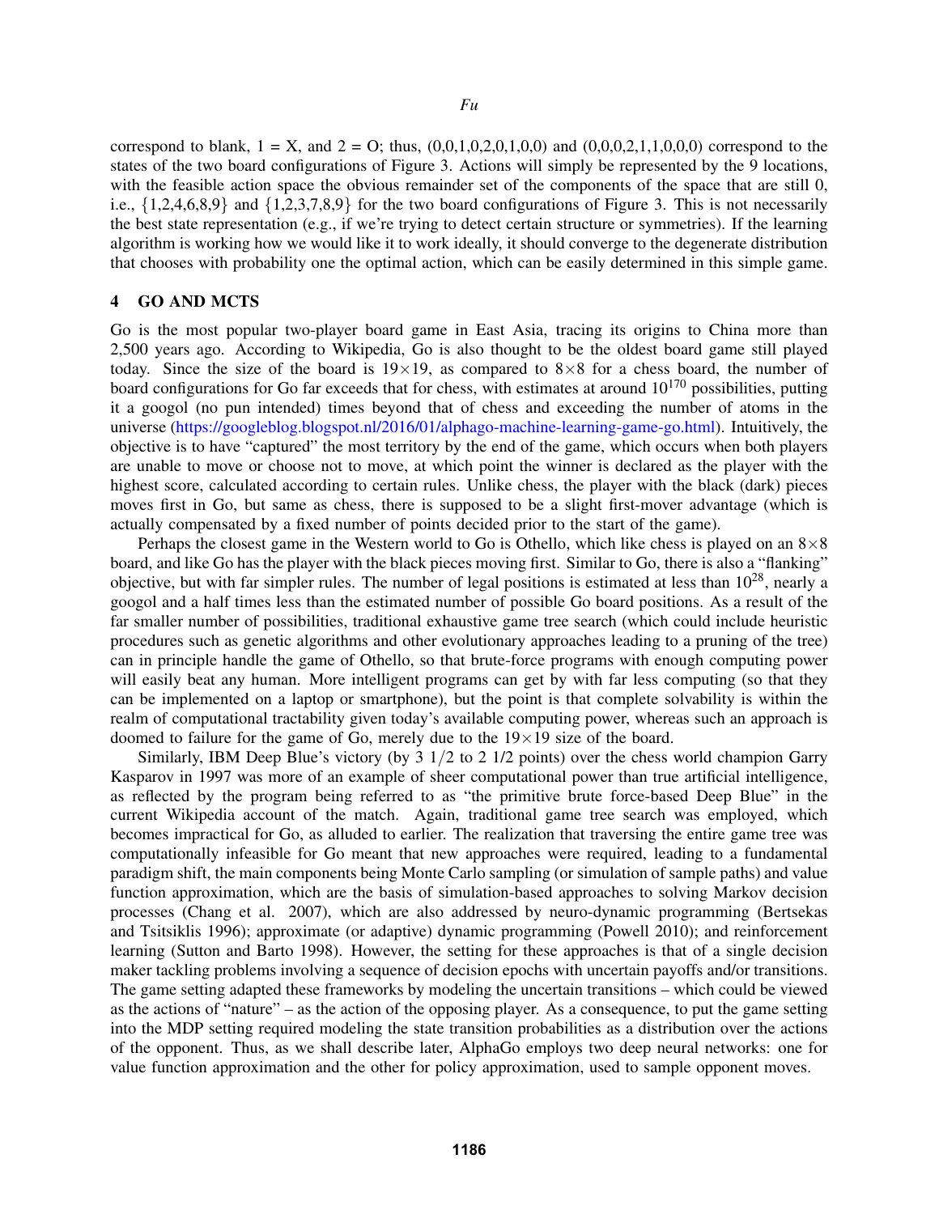correspond to blank, 1 = X, and 2 = O; thus, (0,0,1,0,2,0,1,0,0) and (0,0,0,2,1,1,0,0,0) correspond to the states of the two board configurations of Figure 3. Actions will simply be represented by the 9 locations, with the feasible action space the obvious remainder set of the components of the space that are still 0, i.e., {1,2,4,6,8,9} and {1,2,3,7,8,9} for the two board configurations of Figure 3. This is not necessarily the best state representation (e.g., if we're trying to detect certain structure or symmetries). If the learning algorithm is working how we would like it to work ideally, it should converge to the degenerate distribution that chooses with probability one the optimal action, which can be easily determined in this simple game.

## 4 GO AND MCTS

Go is the most popular two-player board game in East Asia, tracing its origins to China more than 2,500 years ago. According to Wikipedia, Go is also thought to be the oldest board game still played today. Since the size of the board is 19×19, as compared to 8×8 for a chess board, the number of board configurations for Go far exceeds that for chess, with estimates at around $10^{170}$ possibilities, putting it a googol (no pun intended) times beyond that of chess and exceeding the number of atoms in the universe (https://googleblog.blogspot.nl/2016/01/alphago-machine-learning-game-go.html). Intuitively, the objective is to have "captured" the most territory by the end of the game, which occurs when both players are unable to move or choose not to move, at which point the winner is declared as the player with the highest score, calculated according to certain rules. Unlike chess, the player with the black (dark) pieces moves first in Go, but same as chess, there is supposed to be a slight first-mover advantage (which is actually compensated by a fixed number of points decided prior to the start of the game).

Perhaps the closest game in the Western world to Go is Othello, which like chess is played on an 8×8 board, and like Go has the player with the black pieces moving first. Similar to Go, there is also a "flanking" objective, but with far simpler rules. The number of legal positions is estimated at less than $10^{28}$, nearly a googol and a half times less than the estimated number of possible Go board positions. As a result of the far smaller number of possibilities, traditional exhaustive game tree search (which could include heuristic procedures such as genetic algorithms and other evolutionary approaches leading to a pruning of the tree) can in principle handle the game of Othello, so that brute-force programs with enough computing power will easily beat any human. More intelligent programs can get by with far less computing (so that they can be implemented on a laptop or smartphone), but the point is that complete solvability is within the realm of computational tractability given today's available computing power, whereas such an approach is doomed to failure for the game of Go, merely due to the 19×19 size of the board.

Similarly, IBM Deep Blue's victory (by 3 1/2 to 2 1/2 points) over the chess world champion Garry Kasparov in 1997 was more of an example of sheer computational power than true artificial intelligence, as reflected by the program being referred to as "the primitive brute force-based Deep Blue" in the current Wikipedia account of the match. Again, traditional game tree search was employed, which becomes impractical for Go, as alluded to earlier. The realization that traversing the entire game tree was computationally infeasible for Go meant that new approaches were required, leading to a fundamental paradigm shift, the main components being Monte Carlo sampling (or simulation of sample paths) and value function approximation, which are the basis of simulation-based approaches to solving Markov decision processes (Chang et al. 2007), which are also addressed by neuro-dynamic programming (Bertsekas and Tsitsiklis 1996); approximate (or adaptive) dynamic programming (Powell 2010); and reinforcement learning (Sutton and Barto 1998). However, the setting for these approaches is that of a single decision maker tackling problems involving a sequence of decision epochs with uncertain payoffs and/or transitions. The game setting adapted these frameworks by modeling the uncertain transitions – which could be viewed as the actions of "nature" – as the action of the opposing player. As a consequence, to put the game setting into the MDP setting required modeling the state transition probabilities as a distribution over the actions of the opponent. Thus, as we shall describe later, AlphaGo employs two deep neural networks: one for value function approximation and the other for policy approximation, used to sample opponent moves.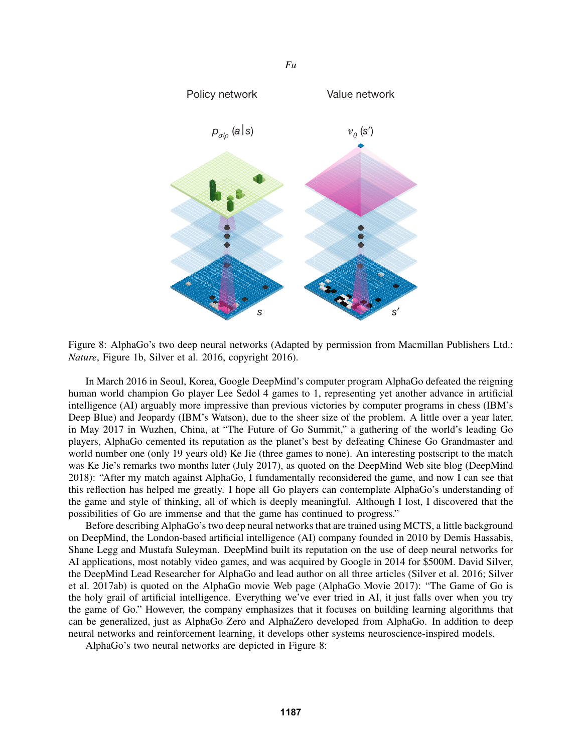Figure 8: AlphaGo's two deep neural networks (Adapted by permission from Macmillan Publishers Ltd.: *Nature*, Figure 1b, Silver et al. 2016, copyright 2016).

In March 2016 in Seoul, Korea, Google DeepMind's computer program AlphaGo defeated the reigning human world champion Go player Lee Sedol 4 games to 1, representing yet another advance in artificial intelligence (AI) arguably more impressive than previous victories by computer programs in chess (IBM's Deep Blue) and Jeopardy (IBM's Watson), due to the sheer size of the problem. A little over a year later, in May 2017 in Wuzhen, China, at "The Future of Go Summit," a gathering of the world's leading Go players, AlphaGo cemented its reputation as the planet's best by defeating Chinese Go Grandmaster and world number one (only 19 years old) Ke Jie (three games to none). An interesting postscript to the match was Ke Jie's remarks two months later (July 2017), as quoted on the DeepMind Web site blog (DeepMind 2018): "After my match against AlphaGo, I fundamentally reconsidered the game, and now I can see that this reflection has helped me greatly. I hope all Go players can contemplate AlphaGo's understanding of the game and style of thinking, all of which is deeply meaningful. Although I lost, I discovered that the possibilities of Go are immense and that the game has continued to progress."

Before describing AlphaGo's two deep neural networks that are trained using MCTS, a little background on DeepMind, the London-based artificial intelligence (AI) company founded in 2010 by Demis Hassabis, Shane Legg and Mustafa Suleyman. DeepMind built its reputation on the use of deep neural networks for AI applications, most notably video games, and was acquired by Google in 2014 for $500M. David Silver, the DeepMind Lead Researcher for AlphaGo and lead author on all three articles (Silver et al. 2016; Silver et al. 2017ab) is quoted on the AlphaGo movie Web page (AlphaGo Movie 2017): "The Game of Go is the holy grail of artificial intelligence. Everything we've ever tried in AI, it just falls over when you try the game of Go." However, the company emphasizes that it focuses on building learning algorithms that can be generalized, just as AlphaGo Zero and AlphaZero developed from AlphaGo. In addition to deep neural networks and reinforcement learning, it develops other systems neuroscience-inspired models.

AlphaGo's two neural networks are depicted in Figure 8: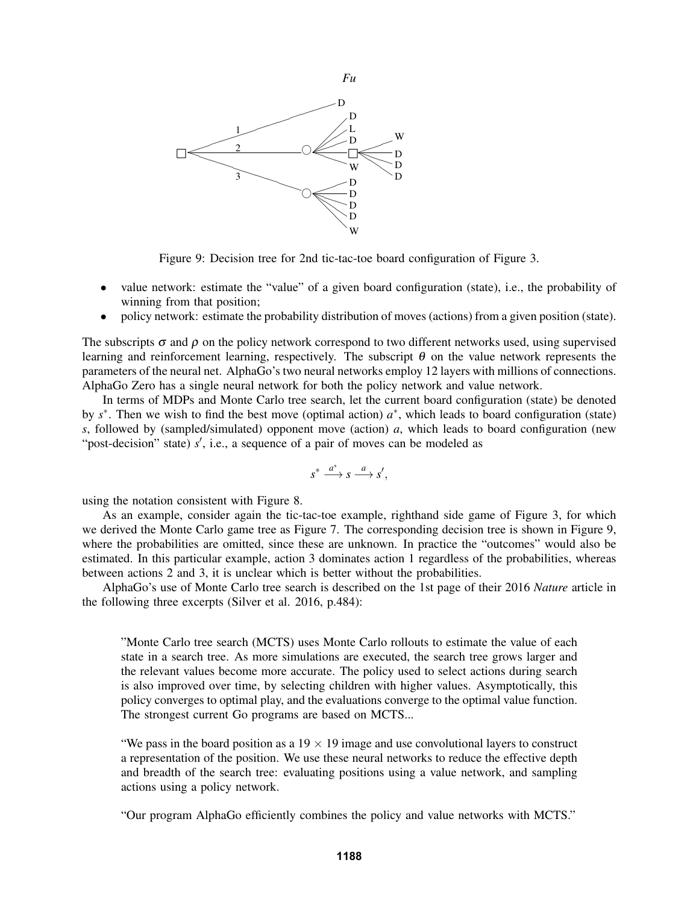Figure 9: Decision tree for 2nd tic-tac-toe board configuration of Figure 3.

- value network: estimate the "value" of a given board configuration (state), i.e., the probability of winning from that position;
- policy network: estimate the probability distribution of moves (actions) from a given position (state).

The subscripts $\sigma$ and $\rho$ on the policy network correspond to two different networks used, using supervised learning and reinforcement learning, respectively. The subscript $\theta$ on the value network represents the parameters of the neural net. AlphaGo's two neural networks employ 12 layers with millions of connections. AlphaGo Zero has a single neural network for both the policy network and value network.

In terms of MDPs and Monte Carlo tree search, let the current board configuration (state) be denoted by $s^*$. Then we wish to find the best move (optimal action) $a^*$, which leads to board configuration (state) $s$, followed by (sampled/simulated) opponent move (action) $a$, which leads to board configuration (new "post-decision" state) $s'$, i.e., a sequence of a pair of moves can be modeled as

$$s^* \xrightarrow{a^*} s \xrightarrow{a} s',$$

using the notation consistent with Figure 8.

As an example, consider again the tic-tac-toe example, righthand side game of Figure 3, for which we derived the Monte Carlo game tree as Figure 7. The corresponding decision tree is shown in Figure 9, where the probabilities are omitted, since these are unknown. In practice the "outcomes" would also be estimated. In this particular example, action 3 dominates action 1 regardless of the probabilities, whereas between actions 2 and 3, it is unclear which is better without the probabilities.

AlphaGo's use of Monte Carlo tree search is described on the 1st page of their 2016 *Nature* article in the following three excerpts (Silver et al. 2016, p.484):

> "Monte Carlo tree search (MCTS) uses Monte Carlo rollouts to estimate the value of each state in a search tree. As more simulations are executed, the search tree grows larger and the relevant values become more accurate. The policy used to select actions during search is also improved over time, by selecting children with higher values. Asymptotically, this policy converges to optimal play, and the evaluations converge to the optimal value function. The strongest current Go programs are based on MCTS...
>
> "We pass in the board position as a $19 \times 19$ image and use convolutional layers to construct a representation of the position. We use these neural networks to reduce the effective depth and breadth of the search tree: evaluating positions using a value network, and sampling actions using a policy network.
>
> "Our program AlphaGo efficiently combines the policy and value networks with MCTS."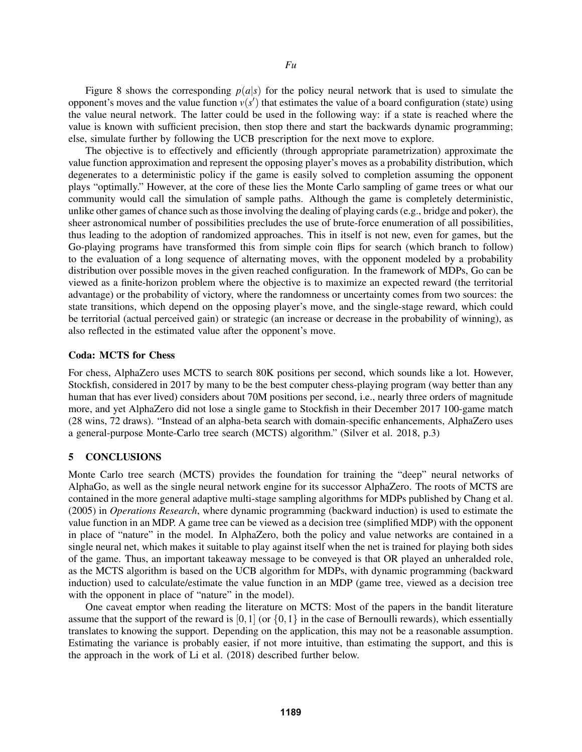Figure 8 shows the corresponding $p(a|s)$ for the policy neural network that is used to simulate the opponent's moves and the value function $v(s')$ that estimates the value of a board configuration (state) using the value neural network. The latter could be used in the following way: if a state is reached where the value is known with sufficient precision, then stop there and start the backwards dynamic programming; else, simulate further by following the UCB prescription for the next move to explore.

The objective is to effectively and efficiently (through appropriate parametrization) approximate the value function approximation and represent the opposing player's moves as a probability distribution, which degenerates to a deterministic policy if the game is easily solved to completion assuming the opponent plays "optimally." However, at the core of these lies the Monte Carlo sampling of game trees or what our community would call the simulation of sample paths. Although the game is completely deterministic, unlike other games of chance such as those involving the dealing of playing cards (e.g., bridge and poker), the sheer astronomical number of possibilities precludes the use of brute-force enumeration of all possibilities, thus leading to the adoption of randomized approaches. This in itself is not new, even for games, but the Go-playing programs have transformed this from simple coin flips for search (which branch to follow) to the evaluation of a long sequence of alternating moves, with the opponent modeled by a probability distribution over possible moves in the given reached configuration. In the framework of MDPs, Go can be viewed as a finite-horizon problem where the objective is to maximize an expected reward (the territorial advantage) or the probability of victory, where the randomness or uncertainty comes from two sources: the state transitions, which depend on the opposing player's move, and the single-stage reward, which could be territorial (actual perceived gain) or strategic (an increase or decrease in the probability of winning), as also reflected in the estimated value after the opponent's move.

### Coda: MCTS for Chess

For chess, AlphaZero uses MCTS to search 80K positions per second, which sounds like a lot. However, Stockfish, considered in 2017 by many to be the best computer chess-playing program (way better than any human that has ever lived) considers about 70M positions per second, i.e., nearly three orders of magnitude more, and yet AlphaZero did not lose a single game to Stockfish in their December 2017 100-game match (28 wins, 72 draws). "Instead of an alpha-beta search with domain-specific enhancements, AlphaZero uses a general-purpose Monte-Carlo tree search (MCTS) algorithm." (Silver et al. 2018, p.3)

## 5 CONCLUSIONS

Monte Carlo tree search (MCTS) provides the foundation for training the "deep" neural networks of AlphaGo, as well as the single neural network engine for its successor AlphaZero. The roots of MCTS are contained in the more general adaptive multi-stage sampling algorithms for MDPs published by Chang et al. (2005) in *Operations Research*, where dynamic programming (backward induction) is used to estimate the value function in an MDP. A game tree can be viewed as a decision tree (simplified MDP) with the opponent in place of "nature" in the model. In AlphaZero, both the policy and value networks are contained in a single neural net, which makes it suitable to play against itself when the net is trained for playing both sides of the game. Thus, an important takeaway message to be conveyed is that OR played an unheralded role, as the MCTS algorithm is based on the UCB algorithm for MDPs, with dynamic programming (backward induction) used to calculate/estimate the value function in an MDP (game tree, viewed as a decision tree with the opponent in place of "nature" in the model).

One caveat emptor when reading the literature on MCTS: Most of the papers in the bandit literature assume that the support of the reward is $[0,1]$ (or $\{0,1\}$ in the case of Bernoulli rewards), which essentially translates to knowing the support. Depending on the application, this may not be a reasonable assumption. Estimating the variance is probably easier, if not more intuitive, than estimating the support, and this is the approach in the work of Li et al. (2018) described further below.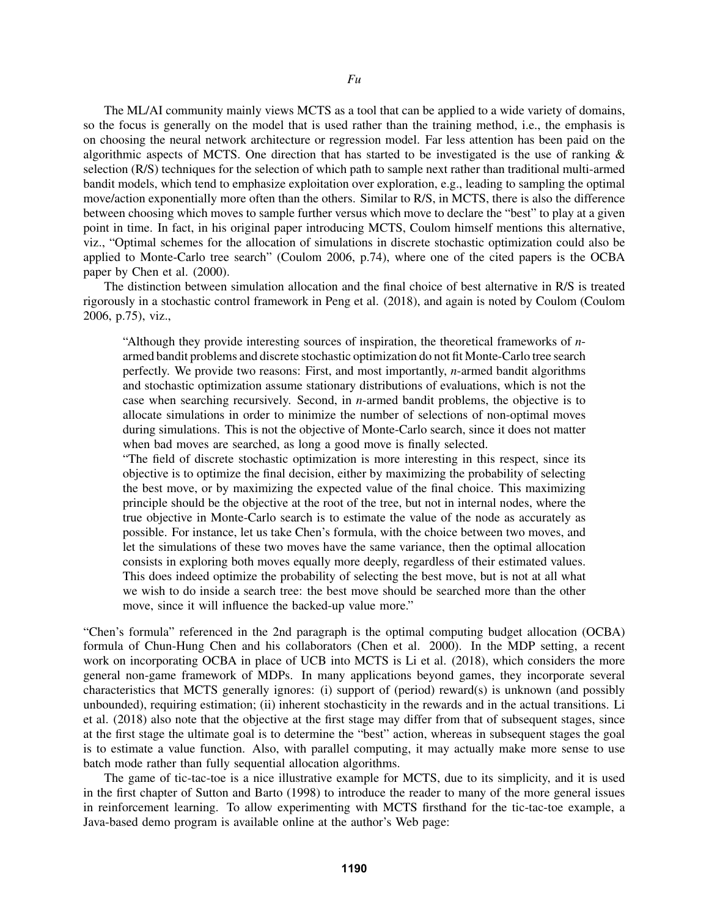The ML/AI community mainly views MCTS as a tool that can be applied to a wide variety of domains, so the focus is generally on the model that is used rather than the training method, i.e., the emphasis is on choosing the neural network architecture or regression model. Far less attention has been paid on the algorithmic aspects of MCTS. One direction that has started to be investigated is the use of ranking & selection (R/S) techniques for the selection of which path to sample next rather than traditional multi-armed bandit models, which tend to emphasize exploitation over exploration, e.g., leading to sampling the optimal move/action exponentially more often than the others. Similar to R/S, in MCTS, there is also the difference between choosing which moves to sample further versus which move to declare the "best" to play at a given point in time. In fact, in his original paper introducing MCTS, Coulom himself mentions this alternative, viz., "Optimal schemes for the allocation of simulations in discrete stochastic optimization could also be applied to Monte-Carlo tree search" (Coulom 2006, p.74), where one of the cited papers is the OCBA paper by Chen et al. (2000).

The distinction between simulation allocation and the final choice of best alternative in R/S is treated rigorously in a stochastic control framework in Peng et al. (2018), and again is noted by Coulom (Coulom 2006, p.75), viz.,

> "Although they provide interesting sources of inspiration, the theoretical frameworks of $n$-armed bandit problems and discrete stochastic optimization do not fit Monte-Carlo tree search perfectly. We provide two reasons: First, and most importantly, $n$-armed bandit algorithms and stochastic optimization assume stationary distributions of evaluations, which is not the case when searching recursively. Second, in $n$-armed bandit problems, the objective is to allocate simulations in order to minimize the number of selections of non-optimal moves during simulations. This is not the objective of Monte-Carlo search, since it does not matter when bad moves are searched, as long a good move is finally selected.
>
> "The field of discrete stochastic optimization is more interesting in this respect, since its objective is to optimize the final decision, either by maximizing the probability of selecting the best move, or by maximizing the expected value of the final choice. This maximizing principle should be the objective at the root of the tree, but not in internal nodes, where the true objective in Monte-Carlo search is to estimate the value of the node as accurately as possible. For instance, let us take Chen's formula, with the choice between two moves, and let the simulations of these two moves have the same variance, then the optimal allocation consists in exploring both moves equally more deeply, regardless of their estimated values. This does indeed optimize the probability of selecting the best move, but is not at all what we wish to do inside a search tree: the best move should be searched more than the other move, since it will influence the backed-up value more."

"Chen's formula" referenced in the 2nd paragraph is the optimal computing budget allocation (OCBA) formula of Chun-Hung Chen and his collaborators (Chen et al. 2000). In the MDP setting, a recent work on incorporating OCBA in place of UCB into MCTS is Li et al. (2018), which considers the more general non-game framework of MDPs. In many applications beyond games, they incorporate several characteristics that MCTS generally ignores: (i) support of (period) reward(s) is unknown (and possibly unbounded), requiring estimation; (ii) inherent stochasticity in the rewards and in the actual transitions. Li et al. (2018) also note that the objective at the first stage may differ from that of subsequent stages, since at the first stage the ultimate goal is to determine the "best" action, whereas in subsequent stages the goal is to estimate a value function. Also, with parallel computing, it may actually make more sense to use batch mode rather than fully sequential allocation algorithms.

The game of tic-tac-toe is a nice illustrative example for MCTS, due to its simplicity, and it is used in the first chapter of Sutton and Barto (1998) to introduce the reader to many of the more general issues in reinforcement learning. To allow experimenting with MCTS firsthand for the tic-tac-toe example, a Java-based demo program is available online at the author's Web page: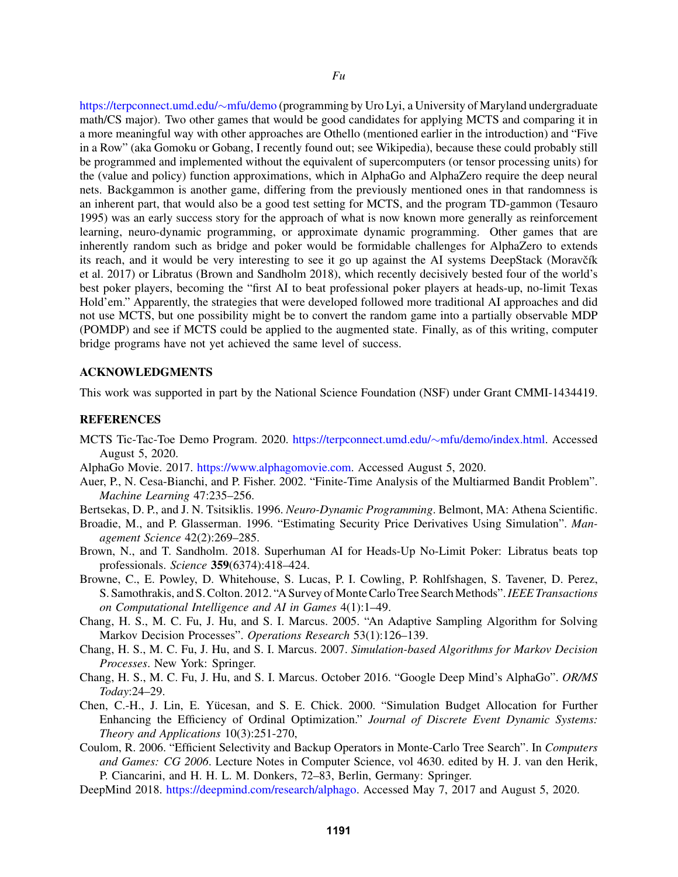https://terpconnect.umd.edu/∼mfu/demo (programming by Uro Lyi, a University of Maryland undergraduate math/CS major). Two other games that would be good candidates for applying MCTS and comparing it in a more meaningful way with other approaches are Othello (mentioned earlier in the introduction) and "Five in a Row" (aka Gomoku or Gobang, I recently found out; see Wikipedia), because these could probably still be programmed and implemented without the equivalent of supercomputers (or tensor processing units) for the (value and policy) function approximations, which in AlphaGo and AlphaZero require the deep neural nets. Backgammon is another game, differing from the previously mentioned ones in that randomness is an inherent part, that would also be a good test setting for MCTS, and the program TD-gammon (Tesauro 1995) was an early success story for the approach of what is now known more generally as reinforcement learning, neuro-dynamic programming, or approximate dynamic programming. Other games that are inherently random such as bridge and poker would be formidable challenges for AlphaZero to extends its reach, and it would be very interesting to see it go up against the AI systems DeepStack (Moravčík et al. 2017) or Libratus (Brown and Sandholm 2018), which recently decisively bested four of the world's best poker players, becoming the "first AI to beat professional poker players at heads-up, no-limit Texas Hold'em." Apparently, the strategies that were developed followed more traditional AI approaches and did not use MCTS, but one possibility might be to convert the random game into a partially observable MDP (POMDP) and see if MCTS could be applied to the augmented state. Finally, as of this writing, computer bridge programs have not yet achieved the same level of success.

## ACKNOWLEDGMENTS

This work was supported in part by the National Science Foundation (NSF) under Grant CMMI-1434419.

## REFERENCES

MCTS Tic-Tac-Toe Demo Program. 2020. https://terpconnect.umd.edu/∼mfu/demo/index.html. Accessed August 5, 2020.

AlphaGo Movie. 2017. https://www.alphagomovie.com. Accessed August 5, 2020.

Auer, P., N. Cesa-Bianchi, and P. Fisher. 2002. "Finite-Time Analysis of the Multiarmed Bandit Problem". *Machine Learning* 47:235–256.

Bertsekas, D. P., and J. N. Tsitsiklis. 1996. *Neuro-Dynamic Programming*. Belmont, MA: Athena Scientific.

Broadie, M., and P. Glasserman. 1996. "Estimating Security Price Derivatives Using Simulation". *Management Science* 42(2):269–285.

Brown, N., and T. Sandholm. 2018. Superhuman AI for Heads-Up No-Limit Poker: Libratus beats top professionals. *Science* **359**(6374):418–424.

Browne, C., E. Powley, D. Whitehouse, S. Lucas, P. I. Cowling, P. Rohlfshagen, S. Tavener, D. Perez, S. Samothrakis, and S. Colton. 2012. "A Survey of Monte Carlo Tree Search Methods". *IEEE Transactions on Computational Intelligence and AI in Games* 4(1):1–49.

Chang, H. S., M. C. Fu, J. Hu, and S. I. Marcus. 2005. "An Adaptive Sampling Algorithm for Solving Markov Decision Processes". *Operations Research* 53(1):126–139.

Chang, H. S., M. C. Fu, J. Hu, and S. I. Marcus. 2007. *Simulation-based Algorithms for Markov Decision Processes*. New York: Springer.

Chang, H. S., M. C. Fu, J. Hu, and S. I. Marcus. October 2016. "Google Deep Mind's AlphaGo". *OR/MS Today*:24–29.

Chen, C.-H., J. Lin, E. Yücesan, and S. E. Chick. 2000. "Simulation Budget Allocation for Further Enhancing the Efficiency of Ordinal Optimization." *Journal of Discrete Event Dynamic Systems: Theory and Applications* 10(3):251-270,

Coulom, R. 2006. "Efficient Selectivity and Backup Operators in Monte-Carlo Tree Search". In *Computers and Games: CG 2006*. Lecture Notes in Computer Science, vol 4630. edited by H. J. van den Herik, P. Ciancarini, and H. H. L. M. Donkers, 72–83, Berlin, Germany: Springer.

DeepMind 2018. https://deepmind.com/research/alphago. Accessed May 7, 2017 and August 5, 2020.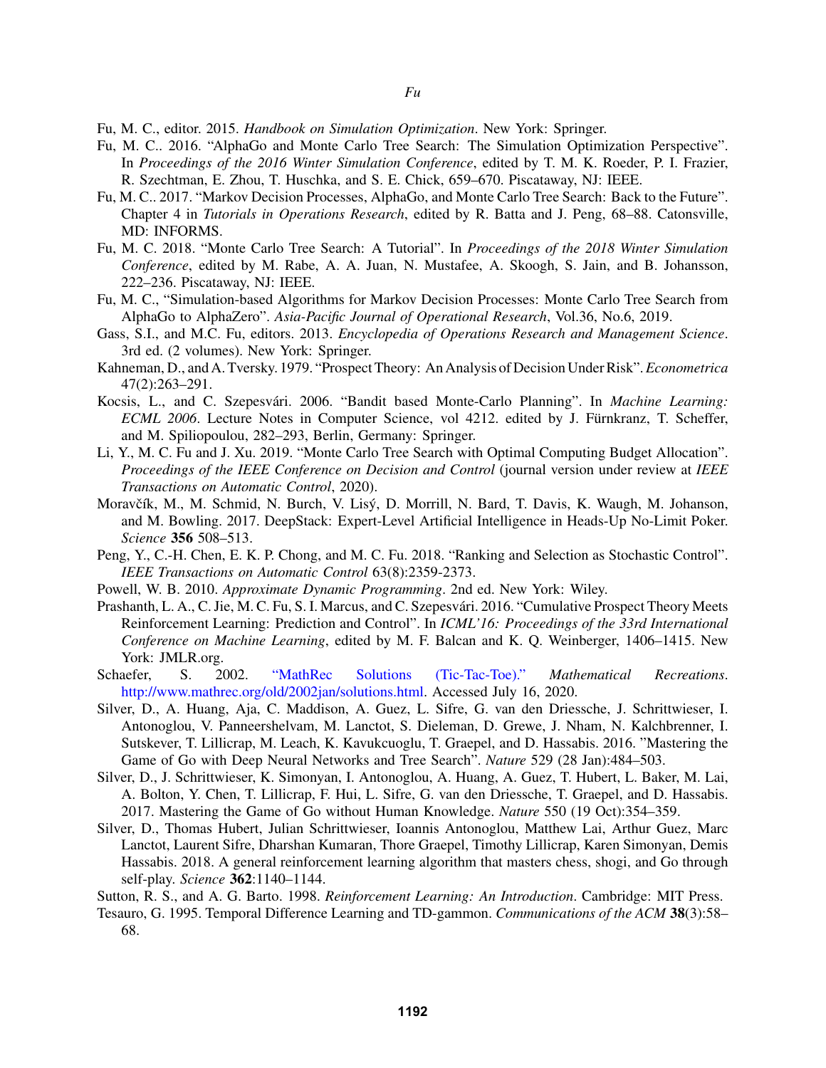Fu, M. C., editor. 2015. *Handbook on Simulation Optimization*. New York: Springer.

Fu, M. C.. 2016. "AlphaGo and Monte Carlo Tree Search: The Simulation Optimization Perspective". In *Proceedings of the 2016 Winter Simulation Conference*, edited by T. M. K. Roeder, P. I. Frazier, R. Szechtman, E. Zhou, T. Huschka, and S. E. Chick, 659–670. Piscataway, NJ: IEEE.

Fu, M. C.. 2017. "Markov Decision Processes, AlphaGo, and Monte Carlo Tree Search: Back to the Future". Chapter 4 in *Tutorials in Operations Research*, edited by R. Batta and J. Peng, 68–88. Catonsville, MD: INFORMS.

Fu, M. C. 2018. "Monte Carlo Tree Search: A Tutorial". In *Proceedings of the 2018 Winter Simulation Conference*, edited by M. Rabe, A. A. Juan, N. Mustafee, A. Skoogh, S. Jain, and B. Johansson, 222–236. Piscataway, NJ: IEEE.

Fu, M. C., "Simulation-based Algorithms for Markov Decision Processes: Monte Carlo Tree Search from AlphaGo to AlphaZero". *Asia-Pacific Journal of Operational Research*, Vol.36, No.6, 2019.

Gass, S.I., and M.C. Fu, editors. 2013. *Encyclopedia of Operations Research and Management Science*. 3rd ed. (2 volumes). New York: Springer.

Kahneman, D., and A. Tversky. 1979. "Prospect Theory: An Analysis of Decision Under Risk". *Econometrica* 47(2):263–291.

Kocsis, L., and C. Szepesvári. 2006. "Bandit based Monte-Carlo Planning". In *Machine Learning: ECML 2006*. Lecture Notes in Computer Science, vol 4212. edited by J. Fürnkranz, T. Scheffer, and M. Spiliopoulou, 282–293, Berlin, Germany: Springer.

Li, Y., M. C. Fu and J. Xu. 2019. "Monte Carlo Tree Search with Optimal Computing Budget Allocation". *Proceedings of the IEEE Conference on Decision and Control* (journal version under review at *IEEE Transactions on Automatic Control*, 2020).

Moravčík, M., M. Schmid, N. Burch, V. Lisý, D. Morrill, N. Bard, T. Davis, K. Waugh, M. Johanson, and M. Bowling. 2017. DeepStack: Expert-Level Artificial Intelligence in Heads-Up No-Limit Poker. *Science* **356** 508–513.

Peng, Y., C.-H. Chen, E. K. P. Chong, and M. C. Fu. 2018. "Ranking and Selection as Stochastic Control". *IEEE Transactions on Automatic Control* 63(8):2359-2373.

Powell, W. B. 2010. *Approximate Dynamic Programming*. 2nd ed. New York: Wiley.

Prashanth, L. A., C. Jie, M. C. Fu, S. I. Marcus, and C. Szepesvári. 2016. "Cumulative Prospect Theory Meets Reinforcement Learning: Prediction and Control". In *ICML'16: Proceedings of the 33rd International Conference on Machine Learning*, edited by M. F. Balcan and K. Q. Weinberger, 1406–1415. New York: JMLR.org.

Schaefer, S. 2002. "MathRec Solutions (Tic-Tac-Toe)." *Mathematical Recreations*. http://www.mathrec.org/old/2002jan/solutions.html. Accessed July 16, 2020.

Silver, D., A. Huang, Aja, C. Maddison, A. Guez, L. Sifre, G. van den Driessche, J. Schrittwieser, I. Antonoglou, V. Panneershelvam, M. Lanctot, S. Dieleman, D. Grewe, J. Nham, N. Kalchbrenner, I. Sutskever, T. Lillicrap, M. Leach, K. Kavukcuoglu, T. Graepel, and D. Hassabis. 2016. "Mastering the Game of Go with Deep Neural Networks and Tree Search". *Nature* 529 (28 Jan):484–503.

Silver, D., J. Schrittwieser, K. Simonyan, I. Antonoglou, A. Huang, A. Guez, T. Hubert, L. Baker, M. Lai, A. Bolton, Y. Chen, T. Lillicrap, F. Hui, L. Sifre, G. van den Driessche, T. Graepel, and D. Hassabis. 2017. Mastering the Game of Go without Human Knowledge. *Nature* 550 (19 Oct):354–359.

Silver, D., Thomas Hubert, Julian Schrittwieser, Ioannis Antonoglou, Matthew Lai, Arthur Guez, Marc Lanctot, Laurent Sifre, Dharshan Kumaran, Thore Graepel, Timothy Lillicrap, Karen Simonyan, Demis Hassabis. 2018. A general reinforcement learning algorithm that masters chess, shogi, and Go through self-play. *Science* **362**:1140–1144.

Sutton, R. S., and A. G. Barto. 1998. *Reinforcement Learning: An Introduction*. Cambridge: MIT Press.

Tesauro, G. 1995. Temporal Difference Learning and TD-gammon. *Communications of the ACM* **38**(3):58–68.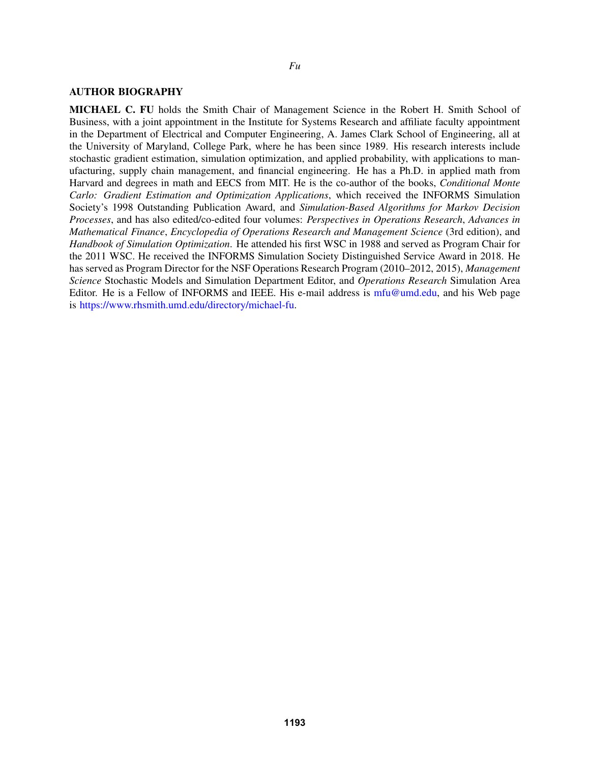## AUTHOR BIOGRAPHY

**MICHAEL C. FU** holds the Smith Chair of Management Science in the Robert H. Smith School of Business, with a joint appointment in the Institute for Systems Research and affiliate faculty appointment in the Department of Electrical and Computer Engineering, A. James Clark School of Engineering, all at the University of Maryland, College Park, where he has been since 1989. His research interests include stochastic gradient estimation, simulation optimization, and applied probability, with applications to manufacturing, supply chain management, and financial engineering. He has a Ph.D. in applied math from Harvard and degrees in math and EECS from MIT. He is the co-author of the books, *Conditional Monte Carlo: Gradient Estimation and Optimization Applications*, which received the INFORMS Simulation Society's 1998 Outstanding Publication Award, and *Simulation-Based Algorithms for Markov Decision Processes*, and has also edited/co-edited four volumes: *Perspectives in Operations Research*, *Advances in Mathematical Finance*, *Encyclopedia of Operations Research and Management Science* (3rd edition), and *Handbook of Simulation Optimization*. He attended his first WSC in 1988 and served as Program Chair for the 2011 WSC. He received the INFORMS Simulation Society Distinguished Service Award in 2018. He has served as Program Director for the NSF Operations Research Program (2010–2012, 2015), *Management Science* Stochastic Models and Simulation Department Editor, and *Operations Research* Simulation Area Editor. He is a Fellow of INFORMS and IEEE. His e-mail address is mfu@umd.edu, and his Web page is https://www.rhsmith.umd.edu/directory/michael-fu.